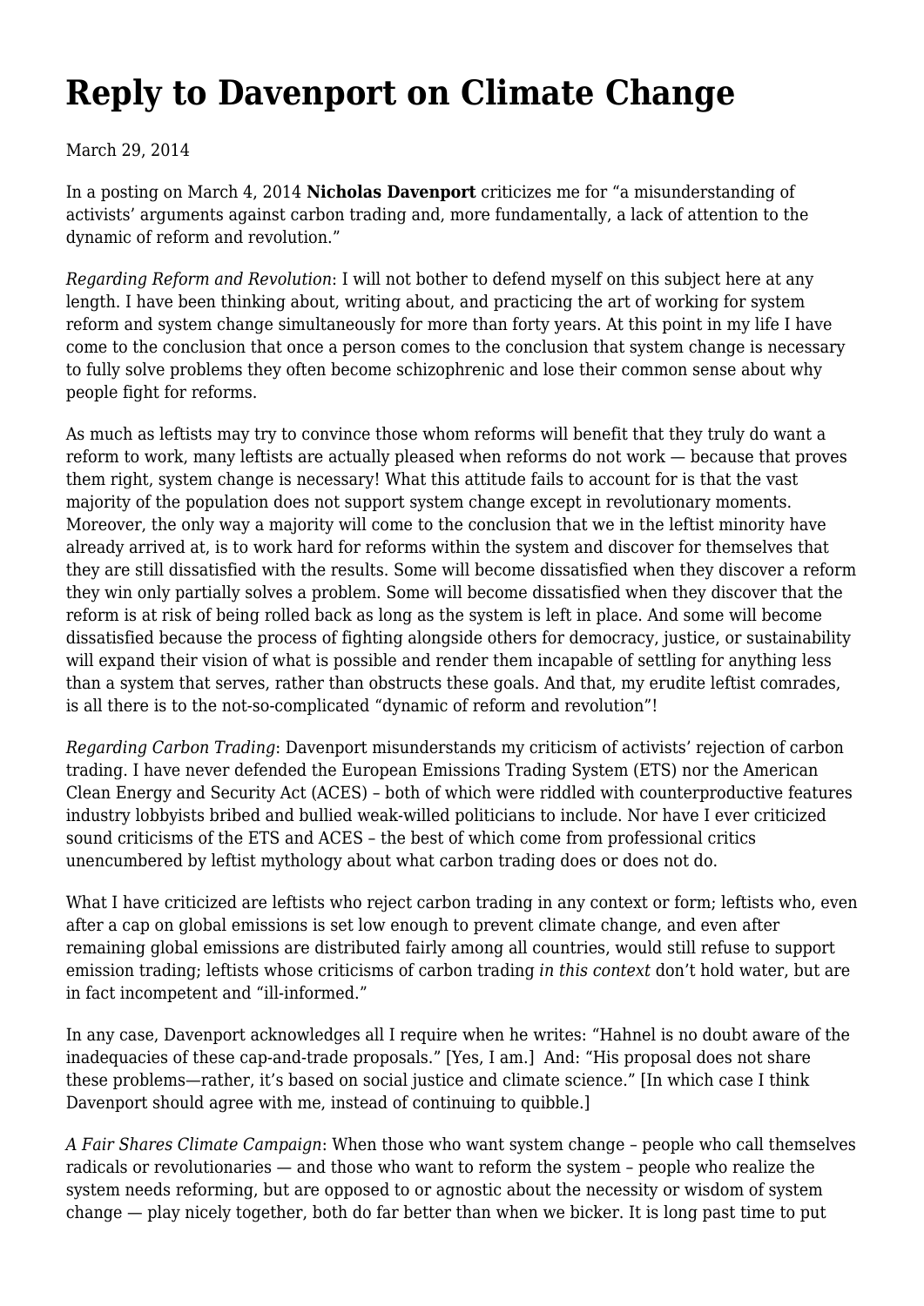# Reply to Davenport on Climate Change

March 29, 2014

In a posting on March 4, 2014 **Nicholas Davenport** criticizes me for "a misunderstanding of activists' arguments against carbon trading and, more fundamentally, a lack of attention to the dynamic of reform and revolution."

*Regarding Reform and Revolution*: I will not bother to defend myself on this subject here at any length. I have been thinking about, writing about, and practicing the art of working for system reform and system change simultaneously for more than forty years. At this point in my life I have come to the conclusion that once a person comes to the conclusion that system change is necessary to fully solve problems they often become schizophrenic and lose their common sense about why people fight for reforms.

As much as leftists may try to convince those whom reforms will benefit that they truly do want a reform to work, many leftists are actually pleased when reforms do not work — because that proves them right, system change is necessary! What this attitude fails to account for is that the vast majority of the population does not support system change except in revolutionary moments. Moreover, the only way a majority will come to the conclusion that we in the leftist minority have already arrived at, is to work hard for reforms within the system and discover for themselves that they are still dissatisfied with the results. Some will become dissatisfied when they discover a reform they win only partially solves a problem. Some will become dissatisfied when they discover that the reform is at risk of being rolled back as long as the system is left in place. And some will become dissatisfied because the process of fighting alongside others for democracy, justice, or sustainability will expand their vision of what is possible and render them incapable of settling for anything less than a system that serves, rather than obstructs these goals. And that, my erudite leftist comrades, is all there is to the not-so-complicated "dynamic of reform and revolution"!

*Regarding Carbon Trading*: Davenport misunderstands my criticism of activists' rejection of carbon trading. I have never defended the European Emissions Trading System (ETS) nor the American Clean Energy and Security Act (ACES) – both of which were riddled with counterproductive features industry lobbyists bribed and bullied weak-willed politicians to include. Nor have I ever criticized sound criticisms of the ETS and ACES – the best of which come from professional critics unencumbered by leftist mythology about what carbon trading does or does not do.

What I have criticized are leftists who reject carbon trading in any context or form; leftists who, even after a cap on global emissions is set low enough to prevent climate change, and even after remaining global emissions are distributed fairly among all countries, would still refuse to support emission trading; leftists whose criticisms of carbon trading *in this context* don't hold water, but are in fact incompetent and "ill-informed."

In any case, Davenport acknowledges all I require when he writes: "Hahnel is no doubt aware of the inadequacies of these cap-and-trade proposals." [Yes, I am.] And: "His proposal does not share these problems—rather, it's based on social justice and climate science." [In which case I think Davenport should agree with me, instead of continuing to quibble.]

*A Fair Shares Climate Campaign*: When those who want system change – people who call themselves radicals or revolutionaries — and those who want to reform the system – people who realize the system needs reforming, but are opposed to or agnostic about the necessity or wisdom of system change — play nicely together, both do far better than when we bicker. It is long past time to put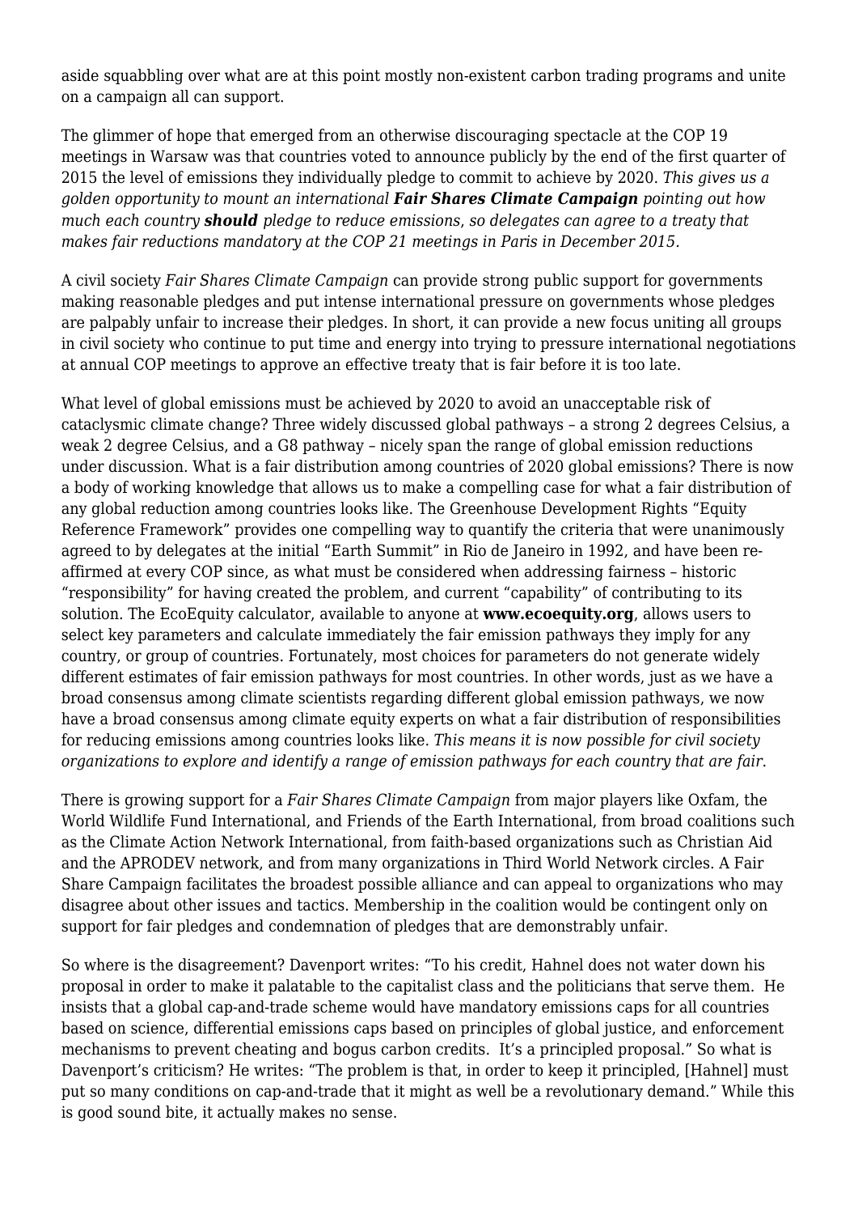aside squabbling over what are at this point mostly non-existent carbon trading programs and unite on a campaign all can support.

The glimmer of hope that emerged from an otherwise discouraging spectacle at the COP 19 meetings in Warsaw was that countries voted to announce publicly by the end of the first quarter of 2015 the level of emissions they individually pledge to commit to achieve by 2020. *This gives us a golden opportunity to mount an international **Fair Shares Climate Campaign** pointing out how much each country **should** pledge to reduce emissions, so delegates can agree to a treaty that makes fair reductions mandatory at the COP 21 meetings in Paris in December 2015.*

A civil society *Fair Shares Climate Campaign* can provide strong public support for governments making reasonable pledges and put intense international pressure on governments whose pledges are palpably unfair to increase their pledges. In short, it can provide a new focus uniting all groups in civil society who continue to put time and energy into trying to pressure international negotiations at annual COP meetings to approve an effective treaty that is fair before it is too late.

What level of global emissions must be achieved by 2020 to avoid an unacceptable risk of cataclysmic climate change? Three widely discussed global pathways – a strong 2 degrees Celsius, a weak 2 degree Celsius, and a G8 pathway – nicely span the range of global emission reductions under discussion. What is a fair distribution among countries of 2020 global emissions? There is now a body of working knowledge that allows us to make a compelling case for what a fair distribution of any global reduction among countries looks like. The Greenhouse Development Rights "Equity Reference Framework" provides one compelling way to quantify the criteria that were unanimously agreed to by delegates at the initial "Earth Summit" in Rio de Janeiro in 1992, and have been re-affirmed at every COP since, as what must be considered when addressing fairness – historic "responsibility" for having created the problem, and current "capability" of contributing to its solution. The EcoEquity calculator, available to anyone at **www.ecoequity.org**, allows users to select key parameters and calculate immediately the fair emission pathways they imply for any country, or group of countries. Fortunately, most choices for parameters do not generate widely different estimates of fair emission pathways for most countries. In other words, just as we have a broad consensus among climate scientists regarding different global emission pathways, we now have a broad consensus among climate equity experts on what a fair distribution of responsibilities for reducing emissions among countries looks like. *This means it is now possible for civil society organizations to explore and identify a range of emission pathways for each country that are fair.*

There is growing support for a *Fair Shares Climate Campaign* from major players like Oxfam, the World Wildlife Fund International, and Friends of the Earth International, from broad coalitions such as the Climate Action Network International, from faith-based organizations such as Christian Aid and the APRODEV network, and from many organizations in Third World Network circles. A Fair Share Campaign facilitates the broadest possible alliance and can appeal to organizations who may disagree about other issues and tactics. Membership in the coalition would be contingent only on support for fair pledges and condemnation of pledges that are demonstrably unfair.

So where is the disagreement? Davenport writes: "To his credit, Hahnel does not water down his proposal in order to make it palatable to the capitalist class and the politicians that serve them. He insists that a global cap-and-trade scheme would have mandatory emissions caps for all countries based on science, differential emissions caps based on principles of global justice, and enforcement mechanisms to prevent cheating and bogus carbon credits. It's a principled proposal." So what is Davenport's criticism? He writes: "The problem is that, in order to keep it principled, [Hahnel] must put so many conditions on cap-and-trade that it might as well be a revolutionary demand." While this is good sound bite, it actually makes no sense.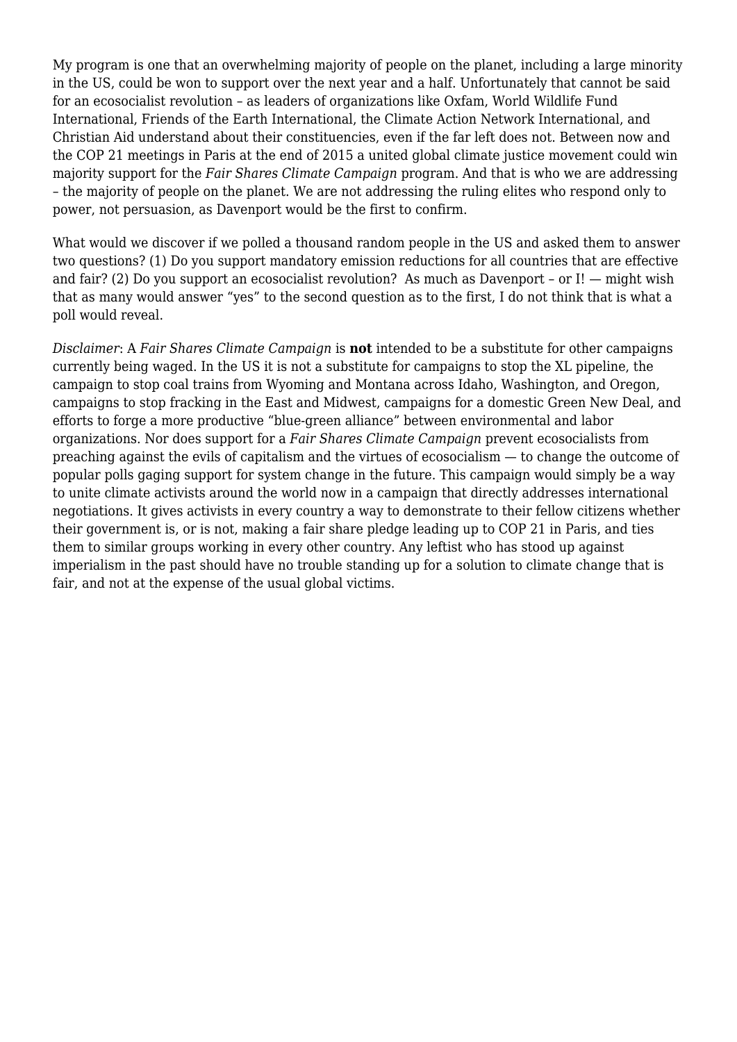My program is one that an overwhelming majority of people on the planet, including a large minority in the US, could be won to support over the next year and a half. Unfortunately that cannot be said for an ecosocialist revolution – as leaders of organizations like Oxfam, World Wildlife Fund International, Friends of the Earth International, the Climate Action Network International, and Christian Aid understand about their constituencies, even if the far left does not. Between now and the COP 21 meetings in Paris at the end of 2015 a united global climate justice movement could win majority support for the *Fair Shares Climate Campaign* program. And that is who we are addressing – the majority of people on the planet. We are not addressing the ruling elites who respond only to power, not persuasion, as Davenport would be the first to confirm.

What would we discover if we polled a thousand random people in the US and asked them to answer two questions? (1) Do you support mandatory emission reductions for all countries that are effective and fair? (2) Do you support an ecosocialist revolution? As much as Davenport – or I! — might wish that as many would answer "yes" to the second question as to the first, I do not think that is what a poll would reveal.

*Disclaimer*: A *Fair Shares Climate Campaign* is **not** intended to be a substitute for other campaigns currently being waged. In the US it is not a substitute for campaigns to stop the XL pipeline, the campaign to stop coal trains from Wyoming and Montana across Idaho, Washington, and Oregon, campaigns to stop fracking in the East and Midwest, campaigns for a domestic Green New Deal, and efforts to forge a more productive "blue-green alliance" between environmental and labor organizations. Nor does support for a *Fair Shares Climate Campaign* prevent ecosocialists from preaching against the evils of capitalism and the virtues of ecosocialism — to change the outcome of popular polls gaging support for system change in the future. This campaign would simply be a way to unite climate activists around the world now in a campaign that directly addresses international negotiations. It gives activists in every country a way to demonstrate to their fellow citizens whether their government is, or is not, making a fair share pledge leading up to COP 21 in Paris, and ties them to similar groups working in every other country. Any leftist who has stood up against imperialism in the past should have no trouble standing up for a solution to climate change that is fair, and not at the expense of the usual global victims.